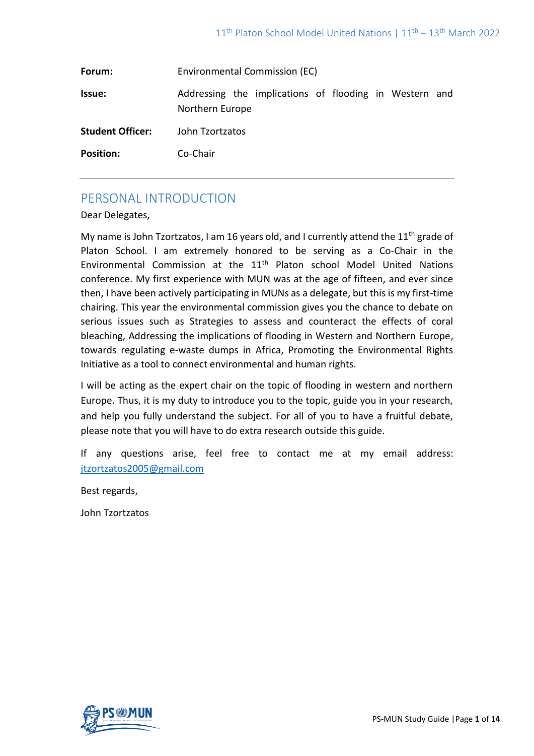| | |
|---|---|
| **Forum:** | Environmental Commission (EC) |
| **Issue:** | Addressing the implications of flooding in Western and Northern Europe |
| **Student Officer:** | John Tzortzatos |
| **Position:** | Co-Chair |

## PERSONAL INTRODUCTION

Dear Delegates,

My name is John Tzortzatos, I am 16 years old, and I currently attend the 11th grade of Platon School. I am extremely honored to be serving as a Co-Chair in the Environmental Commission at the 11th Platon school Model United Nations conference. My first experience with MUN was at the age of fifteen, and ever since then, I have been actively participating in MUNs as a delegate, but this is my first-time chairing. This year the environmental commission gives you the chance to debate on serious issues such as Strategies to assess and counteract the effects of coral bleaching, Addressing the implications of flooding in Western and Northern Europe, towards regulating e-waste dumps in Africa, Promoting the Environmental Rights Initiative as a tool to connect environmental and human rights.

I will be acting as the expert chair on the topic of flooding in western and northern Europe. Thus, it is my duty to introduce you to the topic, guide you in your research, and help you fully understand the subject. For all of you to have a fruitful debate, please note that you will have to do extra research outside this guide.

If any questions arise, feel free to contact me at my email address: jtzortzatos2005@gmail.com

Best regards,

John Tzortzatos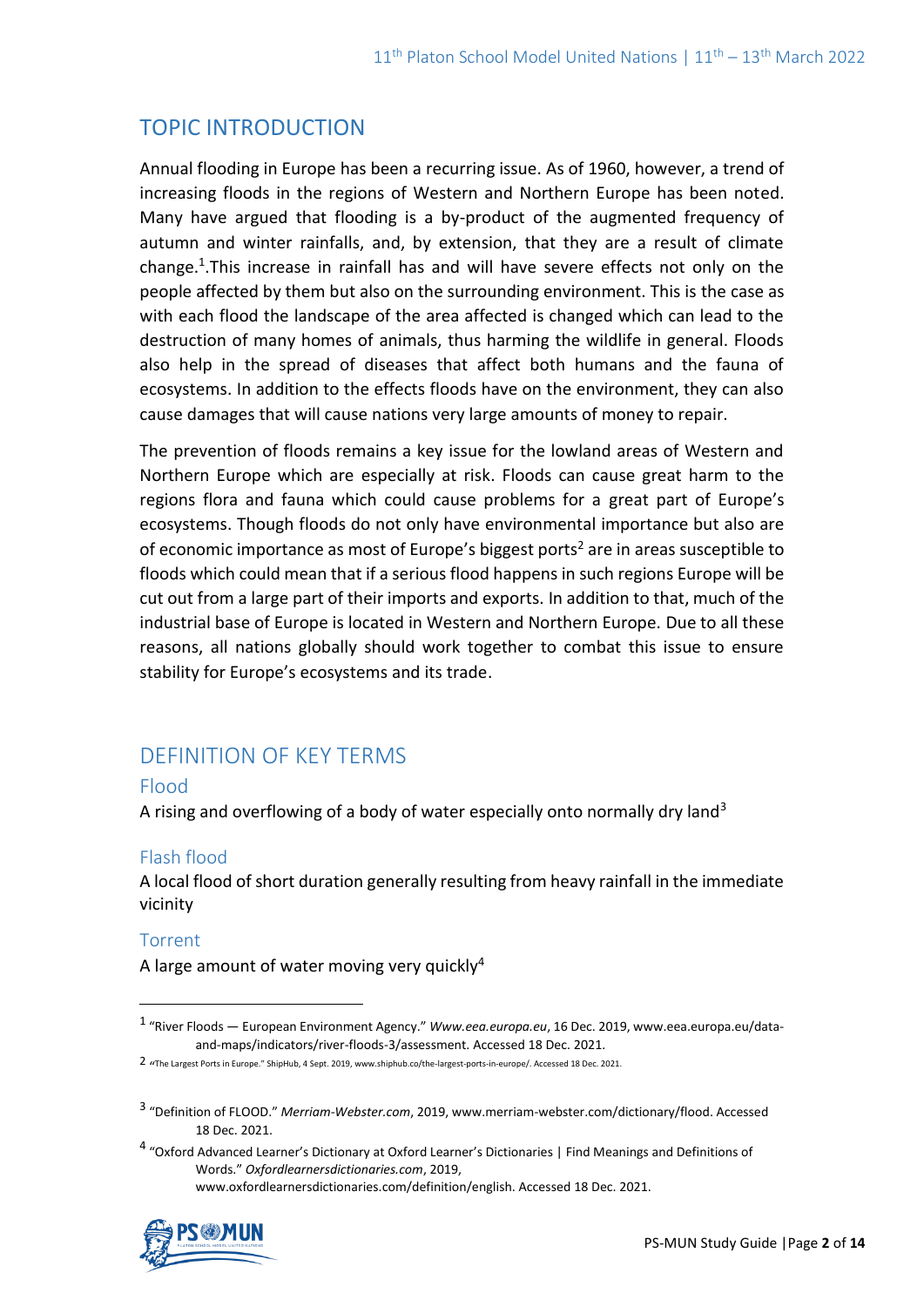## TOPIC INTRODUCTION

Annual flooding in Europe has been a recurring issue. As of 1960, however, a trend of increasing floods in the regions of Western and Northern Europe has been noted. Many have argued that flooding is a by-product of the augmented frequency of autumn and winter rainfalls, and, by extension, that they are a result of climate change.[1].This increase in rainfall has and will have severe effects not only on the people affected by them but also on the surrounding environment. This is the case as with each flood the landscape of the area affected is changed which can lead to the destruction of many homes of animals, thus harming the wildlife in general. Floods also help in the spread of diseases that affect both humans and the fauna of ecosystems. In addition to the effects floods have on the environment, they can also cause damages that will cause nations very large amounts of money to repair.

The prevention of floods remains a key issue for the lowland areas of Western and Northern Europe which are especially at risk. Floods can cause great harm to the regions flora and fauna which could cause problems for a great part of Europe's ecosystems. Though floods do not only have environmental importance but also are of economic importance as most of Europe's biggest ports[2] are in areas susceptible to floods which could mean that if a serious flood happens in such regions Europe will be cut out from a large part of their imports and exports. In addition to that, much of the industrial base of Europe is located in Western and Northern Europe. Due to all these reasons, all nations globally should work together to combat this issue to ensure stability for Europe's ecosystems and its trade.

## DEFINITION OF KEY TERMS

### Flood

A rising and overflowing of a body of water especially onto normally dry land[3]

### Flash flood

A local flood of short duration generally resulting from heavy rainfall in the immediate vicinity

### Torrent

A large amount of water moving very quickly[4]

---

[1] "River Floods — European Environment Agency." *Www.eea.europa.eu*, 16 Dec. 2019, www.eea.europa.eu/data-and-maps/indicators/river-floods-3/assessment. Accessed 18 Dec. 2021.

[2] "The Largest Ports in Europe." ShipHub, 4 Sept. 2019, www.shiphub.co/the-largest-ports-in-europe/. Accessed 18 Dec. 2021.

[3] "Definition of FLOOD." *Merriam-Webster.com*, 2019, www.merriam-webster.com/dictionary/flood. Accessed 18 Dec. 2021.

[4] "Oxford Advanced Learner's Dictionary at Oxford Learner's Dictionaries | Find Meanings and Definitions of Words." *Oxfordlearnersdictionaries.com*, 2019, www.oxfordlearnersdictionaries.com/definition/english. Accessed 18 Dec. 2021.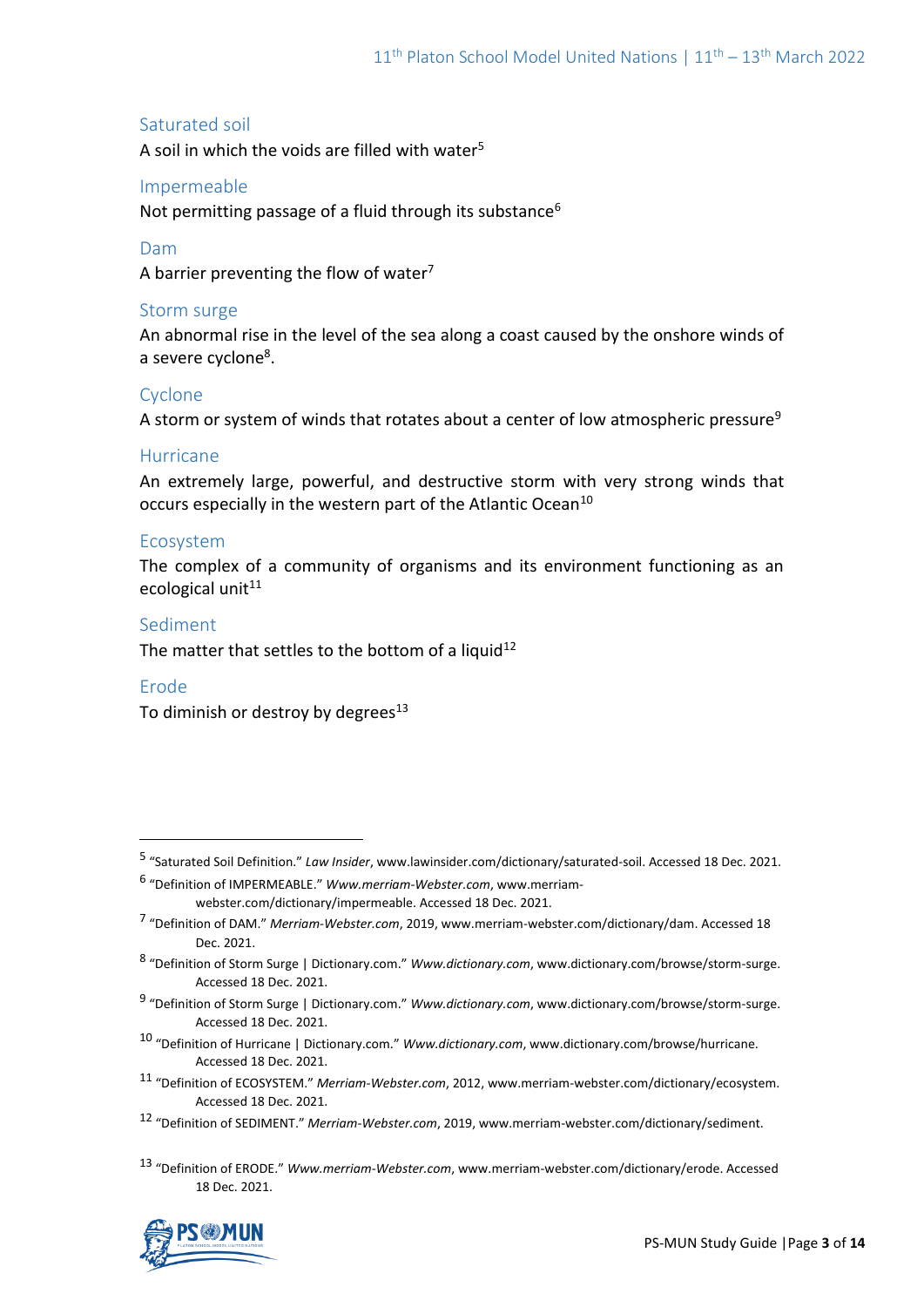### Saturated soil

A soil in which the voids are filled with water[5]

### Impermeable

Not permitting passage of a fluid through its substance[6]

### Dam

A barrier preventing the flow of water[7]

### Storm surge

An abnormal rise in the level of the sea along a coast caused by the onshore winds of a severe cyclone[8].

### Cyclone

A storm or system of winds that rotates about a center of low atmospheric pressure[9]

### Hurricane

An extremely large, powerful, and destructive storm with very strong winds that occurs especially in the western part of the Atlantic Ocean[10]

### Ecosystem

The complex of a community of organisms and its environment functioning as an ecological unit[11]

### Sediment

The matter that settles to the bottom of a liquid[12]

### Erode

To diminish or destroy by degrees[13]

---

[5] "Saturated Soil Definition." *Law Insider*, www.lawinsider.com/dictionary/saturated-soil. Accessed 18 Dec. 2021.

[6] "Definition of IMPERMEABLE." *Www.merriam-Webster.com*, www.merriam-webster.com/dictionary/impermeable. Accessed 18 Dec. 2021.

[7] "Definition of DAM." *Merriam-Webster.com*, 2019, www.merriam-webster.com/dictionary/dam. Accessed 18 Dec. 2021.

[8] "Definition of Storm Surge | Dictionary.com." *Www.dictionary.com*, www.dictionary.com/browse/storm-surge. Accessed 18 Dec. 2021.

[9] "Definition of Storm Surge | Dictionary.com." *Www.dictionary.com*, www.dictionary.com/browse/storm-surge. Accessed 18 Dec. 2021.

[10] "Definition of Hurricane | Dictionary.com." *Www.dictionary.com*, www.dictionary.com/browse/hurricane. Accessed 18 Dec. 2021.

[11] "Definition of ECOSYSTEM." *Merriam-Webster.com*, 2012, www.merriam-webster.com/dictionary/ecosystem. Accessed 18 Dec. 2021.

[12] "Definition of SEDIMENT." *Merriam-Webster.com*, 2019, www.merriam-webster.com/dictionary/sediment.

[13] "Definition of ERODE." *Www.merriam-Webster.com*, www.merriam-webster.com/dictionary/erode. Accessed 18 Dec. 2021.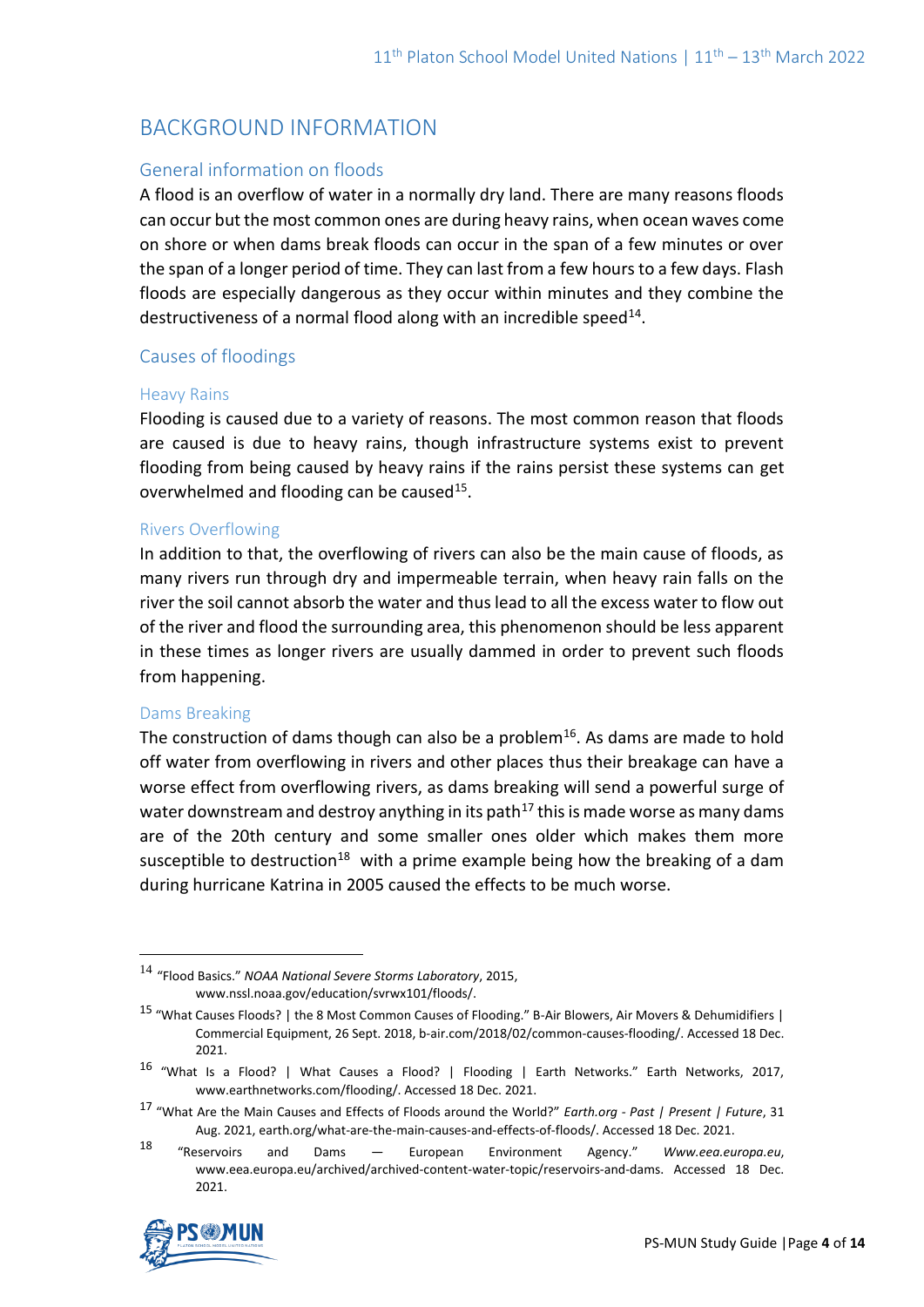# BACKGROUND INFORMATION

## General information on floods

A flood is an overflow of water in a normally dry land. There are many reasons floods can occur but the most common ones are during heavy rains, when ocean waves come on shore or when dams break floods can occur in the span of a few minutes or over the span of a longer period of time. They can last from a few hours to a few days. Flash floods are especially dangerous as they occur within minutes and they combine the destructiveness of a normal flood along with an incredible speed[14].

## Causes of floodings

### Heavy Rains

Flooding is caused due to a variety of reasons. The most common reason that floods are caused is due to heavy rains, though infrastructure systems exist to prevent flooding from being caused by heavy rains if the rains persist these systems can get overwhelmed and flooding can be caused[15].

### Rivers Overflowing

In addition to that, the overflowing of rivers can also be the main cause of floods, as many rivers run through dry and impermeable terrain, when heavy rain falls on the river the soil cannot absorb the water and thus lead to all the excess water to flow out of the river and flood the surrounding area, this phenomenon should be less apparent in these times as longer rivers are usually dammed in order to prevent such floods from happening.

### Dams Breaking

The construction of dams though can also be a problem[16]. As dams are made to hold off water from overflowing in rivers and other places thus their breakage can have a worse effect from overflowing rivers, as dams breaking will send a powerful surge of water downstream and destroy anything in its path[17] this is made worse as many dams are of the 20th century and some smaller ones older which makes them more susceptible to destruction[18] with a prime example being how the breaking of a dam during hurricane Katrina in 2005 caused the effects to be much worse.

---

[14] "Flood Basics." *NOAA National Severe Storms Laboratory*, 2015, www.nssl.noaa.gov/education/svrwx101/floods/.

[15] "What Causes Floods? | the 8 Most Common Causes of Flooding." B-Air Blowers, Air Movers & Dehumidifiers | Commercial Equipment, 26 Sept. 2018, b-air.com/2018/02/common-causes-flooding/. Accessed 18 Dec. 2021.

[16] "What Is a Flood? | What Causes a Flood? | Flooding | Earth Networks." Earth Networks, 2017, www.earthnetworks.com/flooding/. Accessed 18 Dec. 2021.

[17] "What Are the Main Causes and Effects of Floods around the World?" *Earth.org - Past | Present | Future*, 31 Aug. 2021, earth.org/what-are-the-main-causes-and-effects-of-floods/. Accessed 18 Dec. 2021.

[18] "Reservoirs and Dams — European Environment Agency." *Www.eea.europa.eu*, www.eea.europa.eu/archived/archived-content-water-topic/reservoirs-and-dams. Accessed 18 Dec. 2021.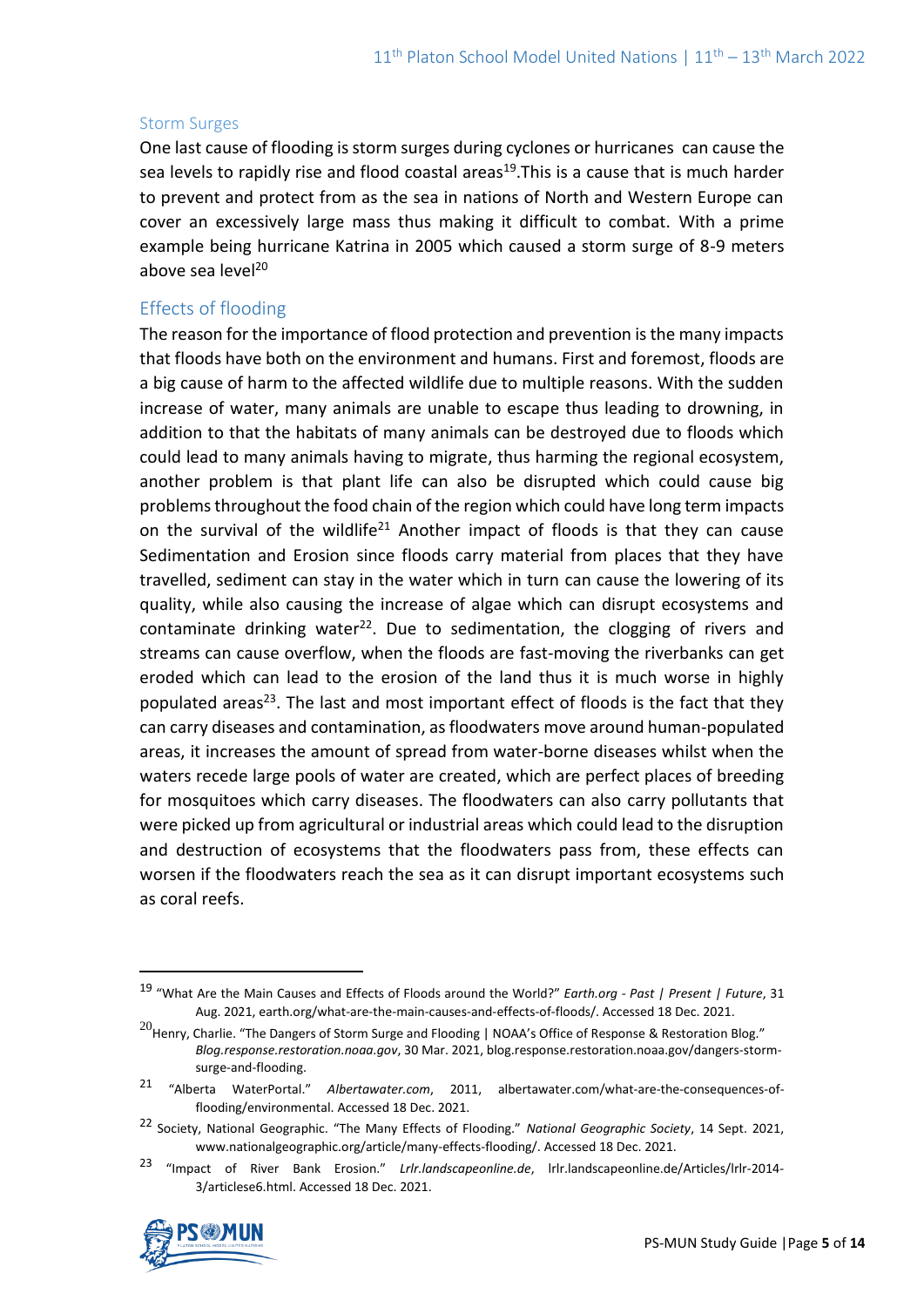### Storm Surges

One last cause of flooding is storm surges during cyclones or hurricanes can cause the sea levels to rapidly rise and flood coastal areas[19].This is a cause that is much harder to prevent and protect from as the sea in nations of North and Western Europe can cover an excessively large mass thus making it difficult to combat. With a prime example being hurricane Katrina in 2005 which caused a storm surge of 8-9 meters above sea level[20]

## Effects of flooding

The reason for the importance of flood protection and prevention is the many impacts that floods have both on the environment and humans. First and foremost, floods are a big cause of harm to the affected wildlife due to multiple reasons. With the sudden increase of water, many animals are unable to escape thus leading to drowning, in addition to that the habitats of many animals can be destroyed due to floods which could lead to many animals having to migrate, thus harming the regional ecosystem, another problem is that plant life can also be disrupted which could cause big problems throughout the food chain of the region which could have long term impacts on the survival of the wildlife[21] Another impact of floods is that they can cause Sedimentation and Erosion since floods carry material from places that they have travelled, sediment can stay in the water which in turn can cause the lowering of its quality, while also causing the increase of algae which can disrupt ecosystems and contaminate drinking water[22]. Due to sedimentation, the clogging of rivers and streams can cause overflow, when the floods are fast-moving the riverbanks can get eroded which can lead to the erosion of the land thus it is much worse in highly populated areas[23]. The last and most important effect of floods is the fact that they can carry diseases and contamination, as floodwaters move around human-populated areas, it increases the amount of spread from water-borne diseases whilst when the waters recede large pools of water are created, which are perfect places of breeding for mosquitoes which carry diseases. The floodwaters can also carry pollutants that were picked up from agricultural or industrial areas which could lead to the disruption and destruction of ecosystems that the floodwaters pass from, these effects can worsen if the floodwaters reach the sea as it can disrupt important ecosystems such as coral reefs.

---

[19] "What Are the Main Causes and Effects of Floods around the World?" *Earth.org - Past | Present | Future*, 31 Aug. 2021, earth.org/what-are-the-main-causes-and-effects-of-floods/. Accessed 18 Dec. 2021.

[20] Henry, Charlie. "The Dangers of Storm Surge and Flooding | NOAA's Office of Response & Restoration Blog." *Blog.response.restoration.noaa.gov*, 30 Mar. 2021, blog.response.restoration.noaa.gov/dangers-storm-surge-and-flooding.

[21] "Alberta WaterPortal." *Albertawater.com*, 2011, albertawater.com/what-are-the-consequences-of-flooding/environmental. Accessed 18 Dec. 2021.

[22] Society, National Geographic. "The Many Effects of Flooding." *National Geographic Society*, 14 Sept. 2021, www.nationalgeographic.org/article/many-effects-flooding/. Accessed 18 Dec. 2021.

[23] "Impact of River Bank Erosion." *Lrlr.landscapeonline.de*, lrlr.landscapeonline.de/Articles/lrlr-2014-3/articlese6.html. Accessed 18 Dec. 2021.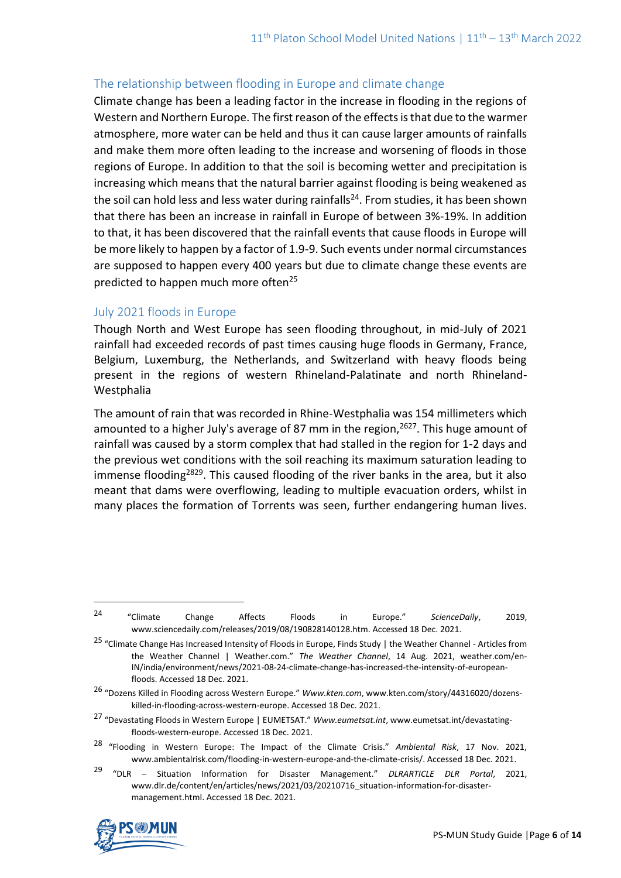## The relationship between flooding in Europe and climate change

Climate change has been a leading factor in the increase in flooding in the regions of Western and Northern Europe. The first reason of the effects is that due to the warmer atmosphere, more water can be held and thus it can cause larger amounts of rainfalls and make them more often leading to the increase and worsening of floods in those regions of Europe. In addition to that the soil is becoming wetter and precipitation is increasing which means that the natural barrier against flooding is being weakened as the soil can hold less and less water during rainfalls[24]. From studies, it has been shown that there has been an increase in rainfall in Europe of between 3%-19%. In addition to that, it has been discovered that the rainfall events that cause floods in Europe will be more likely to happen by a factor of 1.9-9. Such events under normal circumstances are supposed to happen every 400 years but due to climate change these events are predicted to happen much more often[25]

## July 2021 floods in Europe

Though North and West Europe has seen flooding throughout, in mid-July of 2021 rainfall had exceeded records of past times causing huge floods in Germany, France, Belgium, Luxemburg, the Netherlands, and Switzerland with heavy floods being present in the regions of western Rhineland-Palatinate and north Rhineland-Westphalia

The amount of rain that was recorded in Rhine-Westphalia was 154 millimeters which amounted to a higher July's average of 87 mm in the region,[26][27]. This huge amount of rainfall was caused by a storm complex that had stalled in the region for 1-2 days and the previous wet conditions with the soil reaching its maximum saturation leading to immense flooding[28][29]. This caused flooding of the river banks in the area, but it also meant that dams were overflowing, leading to multiple evacuation orders, whilst in many places the formation of Torrents was seen, further endangering human lives.

---

[24] "Climate Change Affects Floods in Europe." *ScienceDaily*, 2019, www.sciencedaily.com/releases/2019/08/190828140128.htm. Accessed 18 Dec. 2021.

[25] "Climate Change Has Increased Intensity of Floods in Europe, Finds Study | the Weather Channel - Articles from the Weather Channel | Weather.com." *The Weather Channel*, 14 Aug. 2021, weather.com/en-IN/india/environment/news/2021-08-24-climate-change-has-increased-the-intensity-of-european-floods. Accessed 18 Dec. 2021.

[26] "Dozens Killed in Flooding across Western Europe." *Www.kten.com*, www.kten.com/story/44316020/dozens-killed-in-flooding-across-western-europe. Accessed 18 Dec. 2021.

[27] "Devastating Floods in Western Europe | EUMETSAT." *Www.eumetsat.int*, www.eumetsat.int/devastating-floods-western-europe. Accessed 18 Dec. 2021.

[28] "Flooding in Western Europe: The Impact of the Climate Crisis." *Ambiental Risk*, 17 Nov. 2021, www.ambientalrisk.com/flooding-in-western-europe-and-the-climate-crisis/. Accessed 18 Dec. 2021.

[29] "DLR – Situation Information for Disaster Management." *DLRARTICLE DLR Portal*, 2021, www.dlr.de/content/en/articles/news/2021/03/20210716_situation-information-for-disaster-management.html. Accessed 18 Dec. 2021.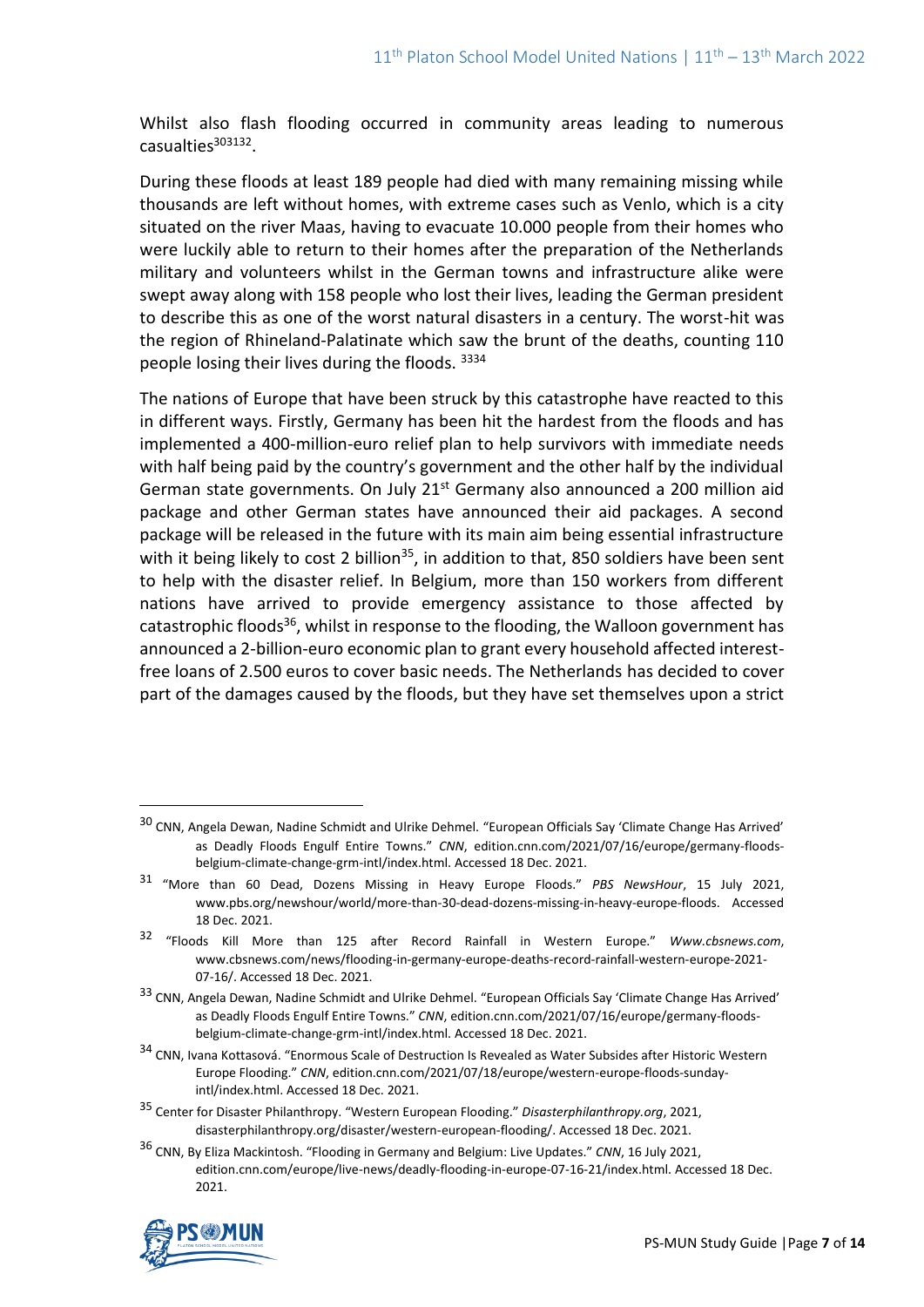Whilst also flash flooding occurred in community areas leading to numerous casualties[30][31][32].

During these floods at least 189 people had died with many remaining missing while thousands are left without homes, with extreme cases such as Venlo, which is a city situated on the river Maas, having to evacuate 10.000 people from their homes who were luckily able to return to their homes after the preparation of the Netherlands military and volunteers whilst in the German towns and infrastructure alike were swept away along with 158 people who lost their lives, leading the German president to describe this as one of the worst natural disasters in a century. The worst-hit was the region of Rhineland-Palatinate which saw the brunt of the deaths, counting 110 people losing their lives during the floods. [33][34]

The nations of Europe that have been struck by this catastrophe have reacted to this in different ways. Firstly, Germany has been hit the hardest from the floods and has implemented a 400-million-euro relief plan to help survivors with immediate needs with half being paid by the country's government and the other half by the individual German state governments. On July 21st Germany also announced a 200 million aid package and other German states have announced their aid packages. A second package will be released in the future with its main aim being essential infrastructure with it being likely to cost 2 billion[35], in addition to that, 850 soldiers have been sent to help with the disaster relief. In Belgium, more than 150 workers from different nations have arrived to provide emergency assistance to those affected by catastrophic floods[36], whilst in response to the flooding, the Walloon government has announced a 2-billion-euro economic plan to grant every household affected interest-free loans of 2.500 euros to cover basic needs. The Netherlands has decided to cover part of the damages caused by the floods, but they have set themselves upon a strict

---

[30] CNN, Angela Dewan, Nadine Schmidt and Ulrike Dehmel. "European Officials Say 'Climate Change Has Arrived' as Deadly Floods Engulf Entire Towns." *CNN*, edition.cnn.com/2021/07/16/europe/germany-floods-belgium-climate-change-grm-intl/index.html. Accessed 18 Dec. 2021.

[31] "More than 60 Dead, Dozens Missing in Heavy Europe Floods." *PBS NewsHour*, 15 July 2021, www.pbs.org/newshour/world/more-than-30-dead-dozens-missing-in-heavy-europe-floods. Accessed 18 Dec. 2021.

[32] "Floods Kill More than 125 after Record Rainfall in Western Europe." *Www.cbsnews.com*, www.cbsnews.com/news/flooding-in-germany-europe-deaths-record-rainfall-western-europe-2021-07-16/. Accessed 18 Dec. 2021.

[33] CNN, Angela Dewan, Nadine Schmidt and Ulrike Dehmel. "European Officials Say 'Climate Change Has Arrived' as Deadly Floods Engulf Entire Towns." *CNN*, edition.cnn.com/2021/07/16/europe/germany-floods-belgium-climate-change-grm-intl/index.html. Accessed 18 Dec. 2021.

[34] CNN, Ivana Kottasová. "Enormous Scale of Destruction Is Revealed as Water Subsides after Historic Western Europe Flooding." *CNN*, edition.cnn.com/2021/07/18/europe/western-europe-floods-sunday-intl/index.html. Accessed 18 Dec. 2021.

[35] Center for Disaster Philanthropy. "Western European Flooding." *Disasterphilanthropy.org*, 2021, disasterphilanthropy.org/disaster/western-european-flooding/. Accessed 18 Dec. 2021.

[36] CNN, By Eliza Mackintosh. "Flooding in Germany and Belgium: Live Updates." *CNN*, 16 July 2021, edition.cnn.com/europe/live-news/deadly-flooding-in-europe-07-16-21/index.html. Accessed 18 Dec. 2021.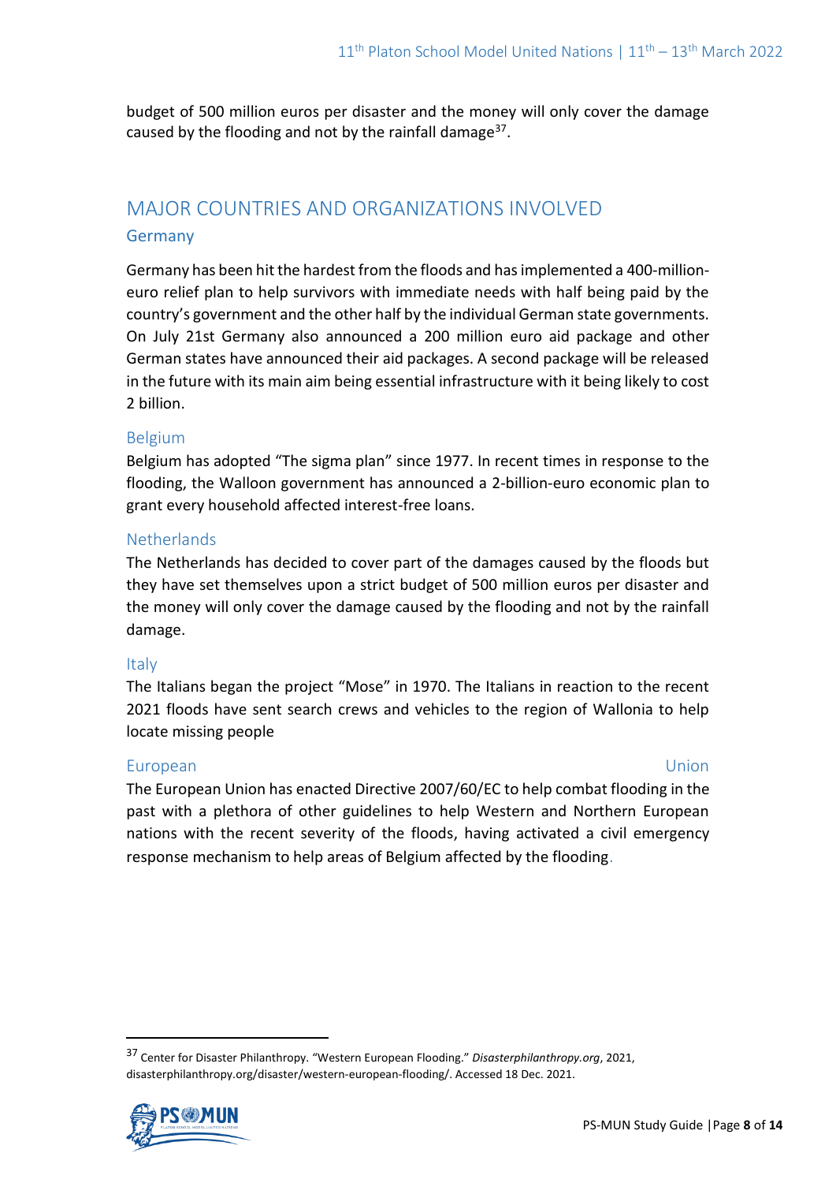budget of 500 million euros per disaster and the money will only cover the damage caused by the flooding and not by the rainfall damage[37].

## MAJOR COUNTRIES AND ORGANIZATIONS INVOLVED

### Germany

Germany has been hit the hardest from the floods and has implemented a 400-million-euro relief plan to help survivors with immediate needs with half being paid by the country's government and the other half by the individual German state governments. On July 21st Germany also announced a 200 million euro aid package and other German states have announced their aid packages. A second package will be released in the future with its main aim being essential infrastructure with it being likely to cost 2 billion.

### Belgium

Belgium has adopted "The sigma plan" since 1977. In recent times in response to the flooding, the Walloon government has announced a 2-billion-euro economic plan to grant every household affected interest-free loans.

### Netherlands

The Netherlands has decided to cover part of the damages caused by the floods but they have set themselves upon a strict budget of 500 million euros per disaster and the money will only cover the damage caused by the flooding and not by the rainfall damage.

### Italy

The Italians began the project "Mose" in 1970. The Italians in reaction to the recent 2021 floods have sent search crews and vehicles to the region of Wallonia to help locate missing people

### European Union

The European Union has enacted Directive 2007/60/EC to help combat flooding in the past with a plethora of other guidelines to help Western and Northern European nations with the recent severity of the floods, having activated a civil emergency response mechanism to help areas of Belgium affected by the flooding.

---

[37] Center for Disaster Philanthropy. "Western European Flooding." *Disasterphilanthropy.org*, 2021, disasterphilanthropy.org/disaster/western-european-flooding/. Accessed 18 Dec. 2021.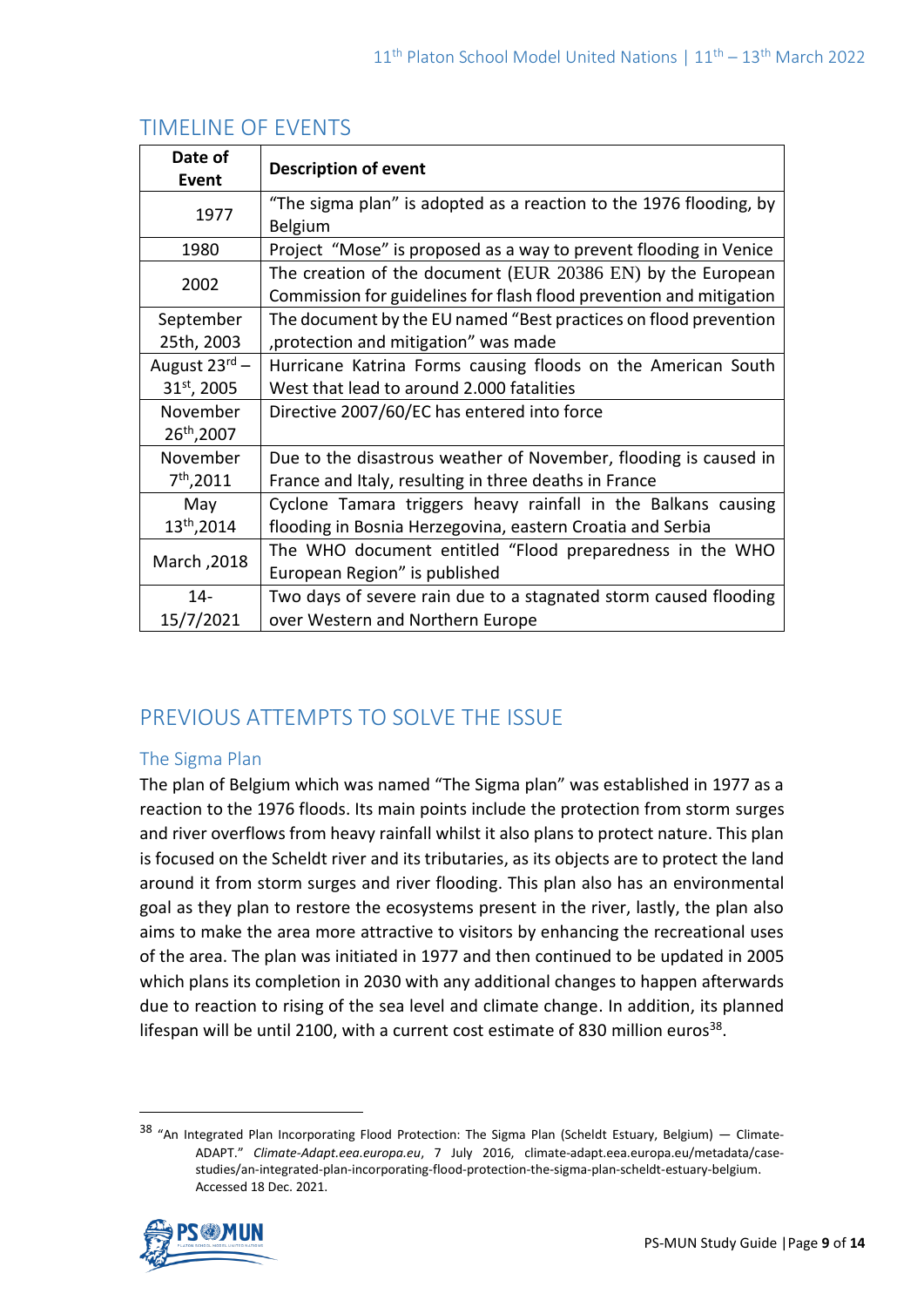## TIMELINE OF EVENTS

| Date of Event | Description of event |
|---|---|
| 1977 | “The sigma plan” is adopted as a reaction to the 1976 flooding, by Belgium |
| 1980 | Project “Mose” is proposed as a way to prevent flooding in Venice |
| 2002 | The creation of the document (EUR 20386 EN) by the European Commission for guidelines for flash flood prevention and mitigation |
| September 25th, 2003 | The document by the EU named “Best practices on flood prevention ,protection and mitigation” was made |
| August 23rd – 31st, 2005 | Hurricane Katrina Forms causing floods on the American South West that lead to around 2.000 fatalities |
| November 26th,2007 | Directive 2007/60/EC has entered into force |
| November 7th,2011 | Due to the disastrous weather of November, flooding is caused in France and Italy, resulting in three deaths in France |
| May 13th,2014 | Cyclone Tamara triggers heavy rainfall in the Balkans causing flooding in Bosnia Herzegovina, eastern Croatia and Serbia |
| March ,2018 | The WHO document entitled “Flood preparedness in the WHO European Region” is published |
| 14-15/7/2021 | Two days of severe rain due to a stagnated storm caused flooding over Western and Northern Europe |

## PREVIOUS ATTEMPTS TO SOLVE THE ISSUE

### The Sigma Plan

The plan of Belgium which was named “The Sigma plan” was established in 1977 as a reaction to the 1976 floods. Its main points include the protection from storm surges and river overflows from heavy rainfall whilst it also plans to protect nature. This plan is focused on the Scheldt river and its tributaries, as its objects are to protect the land around it from storm surges and river flooding. This plan also has an environmental goal as they plan to restore the ecosystems present in the river, lastly, the plan also aims to make the area more attractive to visitors by enhancing the recreational uses of the area. The plan was initiated in 1977 and then continued to be updated in 2005 which plans its completion in 2030 with any additional changes to happen afterwards due to reaction to rising of the sea level and climate change. In addition, its planned lifespan will be until 2100, with a current cost estimate of 830 million euros[38].

[38] “An Integrated Plan Incorporating Flood Protection: The Sigma Plan (Scheldt Estuary, Belgium) — Climate-ADAPT.” *Climate-Adapt.eea.europa.eu*, 7 July 2016, climate-adapt.eea.europa.eu/metadata/case-studies/an-integrated-plan-incorporating-flood-protection-the-sigma-plan-scheldt-estuary-belgium. Accessed 18 Dec. 2021.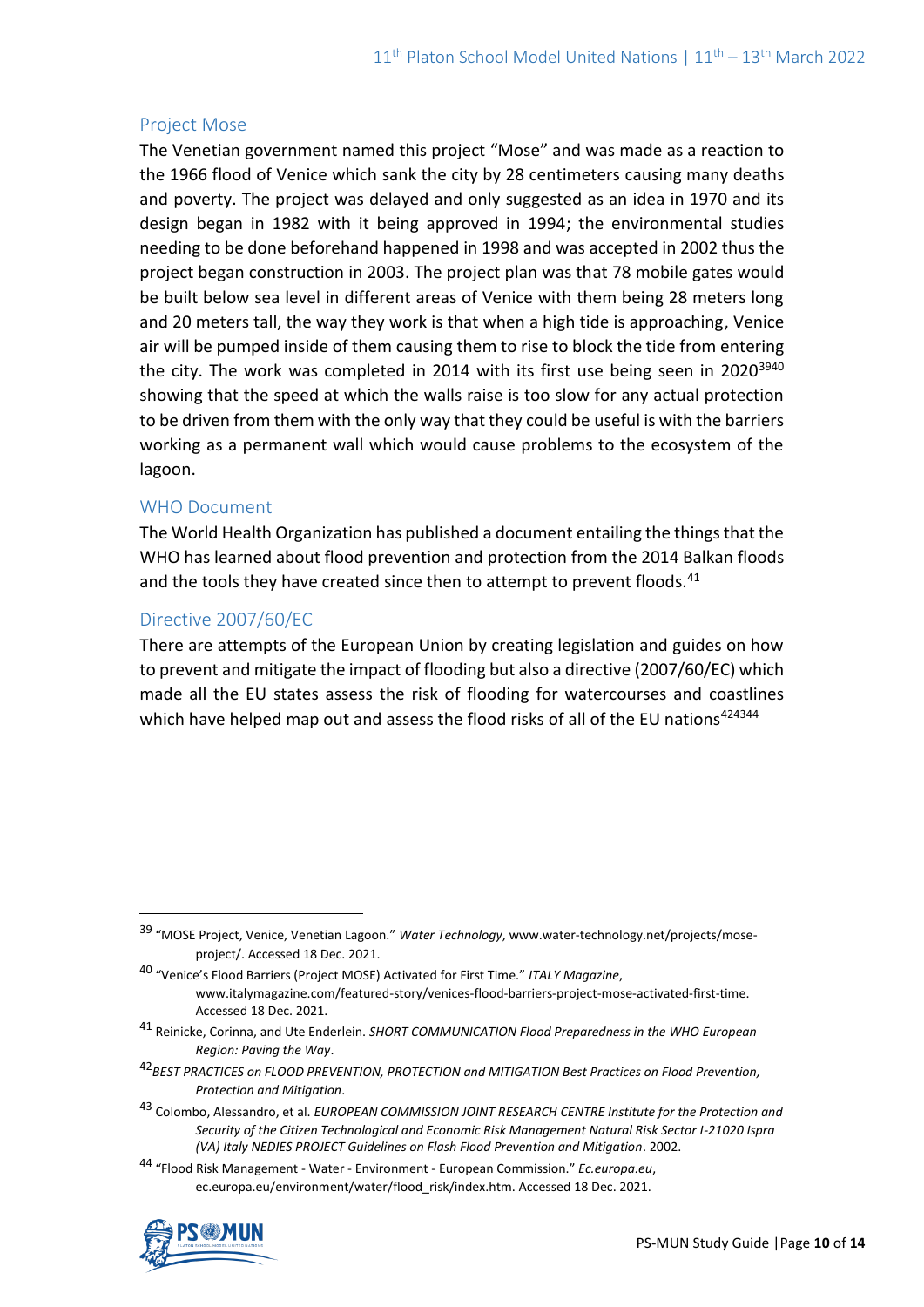### Project Mose

The Venetian government named this project "Mose" and was made as a reaction to the 1966 flood of Venice which sank the city by 28 centimeters causing many deaths and poverty. The project was delayed and only suggested as an idea in 1970 and its design began in 1982 with it being approved in 1994; the environmental studies needing to be done beforehand happened in 1998 and was accepted in 2002 thus the project began construction in 2003. The project plan was that 78 mobile gates would be built below sea level in different areas of Venice with them being 28 meters long and 20 meters tall, the way they work is that when a high tide is approaching, Venice air will be pumped inside of them causing them to rise to block the tide from entering the city. The work was completed in 2014 with its first use being seen in 2020[39][40] showing that the speed at which the walls raise is too slow for any actual protection to be driven from them with the only way that they could be useful is with the barriers working as a permanent wall which would cause problems to the ecosystem of the lagoon.

### WHO Document

The World Health Organization has published a document entailing the things that the WHO has learned about flood prevention and protection from the 2014 Balkan floods and the tools they have created since then to attempt to prevent floods.[41]

### Directive 2007/60/EC

There are attempts of the European Union by creating legislation and guides on how to prevent and mitigate the impact of flooding but also a directive (2007/60/EC) which made all the EU states assess the risk of flooding for watercourses and coastlines which have helped map out and assess the flood risks of all of the EU nations[42][43][44]

---

[39] "MOSE Project, Venice, Venetian Lagoon." *Water Technology*, www.water-technology.net/projects/mose-project/. Accessed 18 Dec. 2021.

[40] "Venice's Flood Barriers (Project MOSE) Activated for First Time." *ITALY Magazine*, www.italymagazine.com/featured-story/venices-flood-barriers-project-mose-activated-first-time. Accessed 18 Dec. 2021.

[41] Reinicke, Corinna, and Ute Enderlein. *SHORT COMMUNICATION Flood Preparedness in the WHO European Region: Paving the Way*.

[42] *BEST PRACTICES on FLOOD PREVENTION, PROTECTION and MITIGATION Best Practices on Flood Prevention, Protection and Mitigation*.

[43] Colombo, Alessandro, et al. *EUROPEAN COMMISSION JOINT RESEARCH CENTRE Institute for the Protection and Security of the Citizen Technological and Economic Risk Management Natural Risk Sector I-21020 Ispra (VA) Italy NEDIES PROJECT Guidelines on Flash Flood Prevention and Mitigation*. 2002.

[44] "Flood Risk Management - Water - Environment - European Commission." *Ec.europa.eu*, ec.europa.eu/environment/water/flood_risk/index.htm. Accessed 18 Dec. 2021.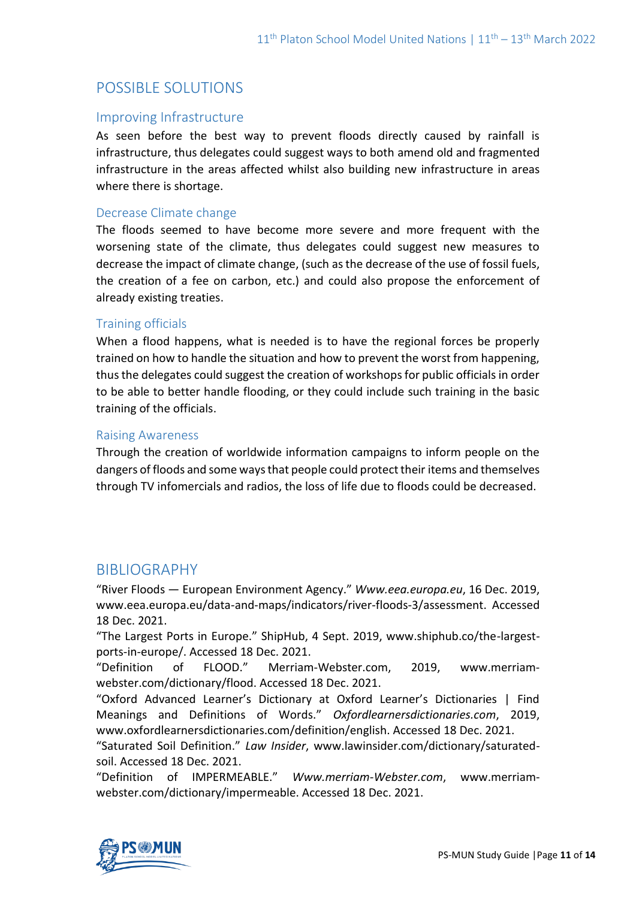## POSSIBLE SOLUTIONS

### Improving Infrastructure

As seen before the best way to prevent floods directly caused by rainfall is infrastructure, thus delegates could suggest ways to both amend old and fragmented infrastructure in the areas affected whilst also building new infrastructure in areas where there is shortage.

### Decrease Climate change

The floods seemed to have become more severe and more frequent with the worsening state of the climate, thus delegates could suggest new measures to decrease the impact of climate change, (such as the decrease of the use of fossil fuels, the creation of a fee on carbon, etc.) and could also propose the enforcement of already existing treaties.

### Training officials

When a flood happens, what is needed is to have the regional forces be properly trained on how to handle the situation and how to prevent the worst from happening, thus the delegates could suggest the creation of workshops for public officials in order to be able to better handle flooding, or they could include such training in the basic training of the officials.

### Raising Awareness

Through the creation of worldwide information campaigns to inform people on the dangers of floods and some ways that people could protect their items and themselves through TV infomercials and radios, the loss of life due to floods could be decreased.

## BIBLIOGRAPHY

"River Floods — European Environment Agency." *Www.eea.europa.eu*, 16 Dec. 2019, www.eea.europa.eu/data-and-maps/indicators/river-floods-3/assessment. Accessed 18 Dec. 2021.

"The Largest Ports in Europe." ShipHub, 4 Sept. 2019, www.shiphub.co/the-largest-ports-in-europe/. Accessed 18 Dec. 2021.

"Definition of FLOOD." Merriam-Webster.com, 2019, www.merriam-webster.com/dictionary/flood. Accessed 18 Dec. 2021.

"Oxford Advanced Learner's Dictionary at Oxford Learner's Dictionaries | Find Meanings and Definitions of Words." *Oxfordlearnersdictionaries.com*, 2019, www.oxfordlearnersdictionaries.com/definition/english. Accessed 18 Dec. 2021.

"Saturated Soil Definition." *Law Insider*, www.lawinsider.com/dictionary/saturated-soil. Accessed 18 Dec. 2021.

"Definition of IMPERMEABLE." *Www.merriam-Webster.com*, www.merriam-webster.com/dictionary/impermeable. Accessed 18 Dec. 2021.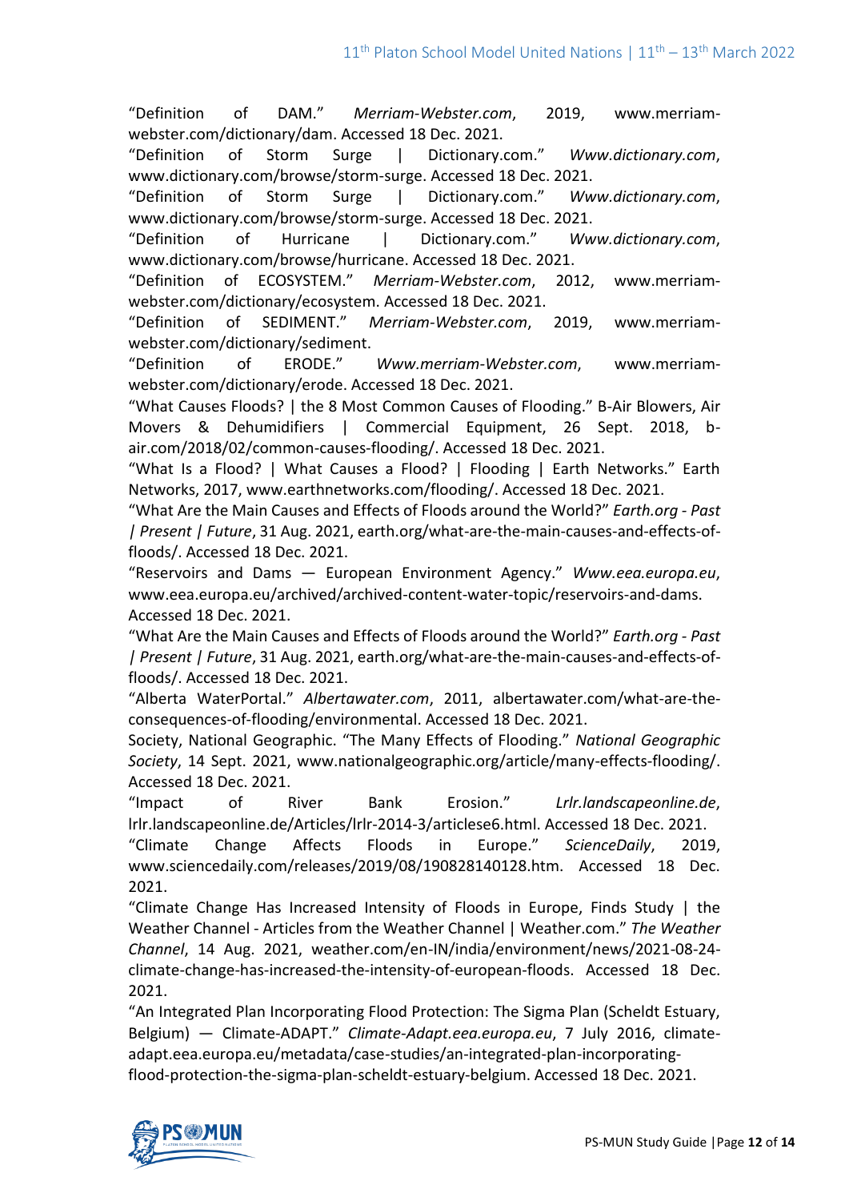"Definition of DAM." *Merriam-Webster.com*, 2019, www.merriam-webster.com/dictionary/dam. Accessed 18 Dec. 2021.

"Definition of Storm Surge | Dictionary.com." *Www.dictionary.com*, www.dictionary.com/browse/storm-surge. Accessed 18 Dec. 2021.

"Definition of Storm Surge | Dictionary.com." *Www.dictionary.com*, www.dictionary.com/browse/storm-surge. Accessed 18 Dec. 2021.

"Definition of Hurricane | Dictionary.com." *Www.dictionary.com*, www.dictionary.com/browse/hurricane. Accessed 18 Dec. 2021.

"Definition of ECOSYSTEM." *Merriam-Webster.com*, 2012, www.merriam-webster.com/dictionary/ecosystem. Accessed 18 Dec. 2021.

"Definition of SEDIMENT." *Merriam-Webster.com*, 2019, www.merriam-webster.com/dictionary/sediment.

"Definition of ERODE." *Www.merriam-Webster.com*, www.merriam-webster.com/dictionary/erode. Accessed 18 Dec. 2021.

"What Causes Floods? | the 8 Most Common Causes of Flooding." B-Air Blowers, Air Movers & Dehumidifiers | Commercial Equipment, 26 Sept. 2018, b-air.com/2018/02/common-causes-flooding/. Accessed 18 Dec. 2021.

"What Is a Flood? | What Causes a Flood? | Flooding | Earth Networks." Earth Networks, 2017, www.earthnetworks.com/flooding/. Accessed 18 Dec. 2021.

"What Are the Main Causes and Effects of Floods around the World?" *Earth.org - Past | Present | Future*, 31 Aug. 2021, earth.org/what-are-the-main-causes-and-effects-of-floods/. Accessed 18 Dec. 2021.

"Reservoirs and Dams — European Environment Agency." *Www.eea.europa.eu*, www.eea.europa.eu/archived/archived-content-water-topic/reservoirs-and-dams. Accessed 18 Dec. 2021.

"What Are the Main Causes and Effects of Floods around the World?" *Earth.org - Past | Present | Future*, 31 Aug. 2021, earth.org/what-are-the-main-causes-and-effects-of-floods/. Accessed 18 Dec. 2021.

"Alberta WaterPortal." *Albertawater.com*, 2011, albertawater.com/what-are-the-consequences-of-flooding/environmental. Accessed 18 Dec. 2021.

Society, National Geographic. "The Many Effects of Flooding." *National Geographic Society*, 14 Sept. 2021, www.nationalgeographic.org/article/many-effects-flooding/. Accessed 18 Dec. 2021.

"Impact of River Bank Erosion." *Lrlr.landscapeonline.de*, lrlr.landscapeonline.de/Articles/lrlr-2014-3/articlese6.html. Accessed 18 Dec. 2021.

"Climate Change Affects Floods in Europe." *ScienceDaily*, 2019, www.sciencedaily.com/releases/2019/08/190828140128.htm. Accessed 18 Dec. 2021.

"Climate Change Has Increased Intensity of Floods in Europe, Finds Study | the Weather Channel - Articles from the Weather Channel | Weather.com." *The Weather Channel*, 14 Aug. 2021, weather.com/en-IN/india/environment/news/2021-08-24-climate-change-has-increased-the-intensity-of-european-floods. Accessed 18 Dec. 2021.

"An Integrated Plan Incorporating Flood Protection: The Sigma Plan (Scheldt Estuary, Belgium) — Climate-ADAPT." *Climate-Adapt.eea.europa.eu*, 7 July 2016, climate-adapt.eea.europa.eu/metadata/case-studies/an-integrated-plan-incorporating-flood-protection-the-sigma-plan-scheldt-estuary-belgium. Accessed 18 Dec. 2021.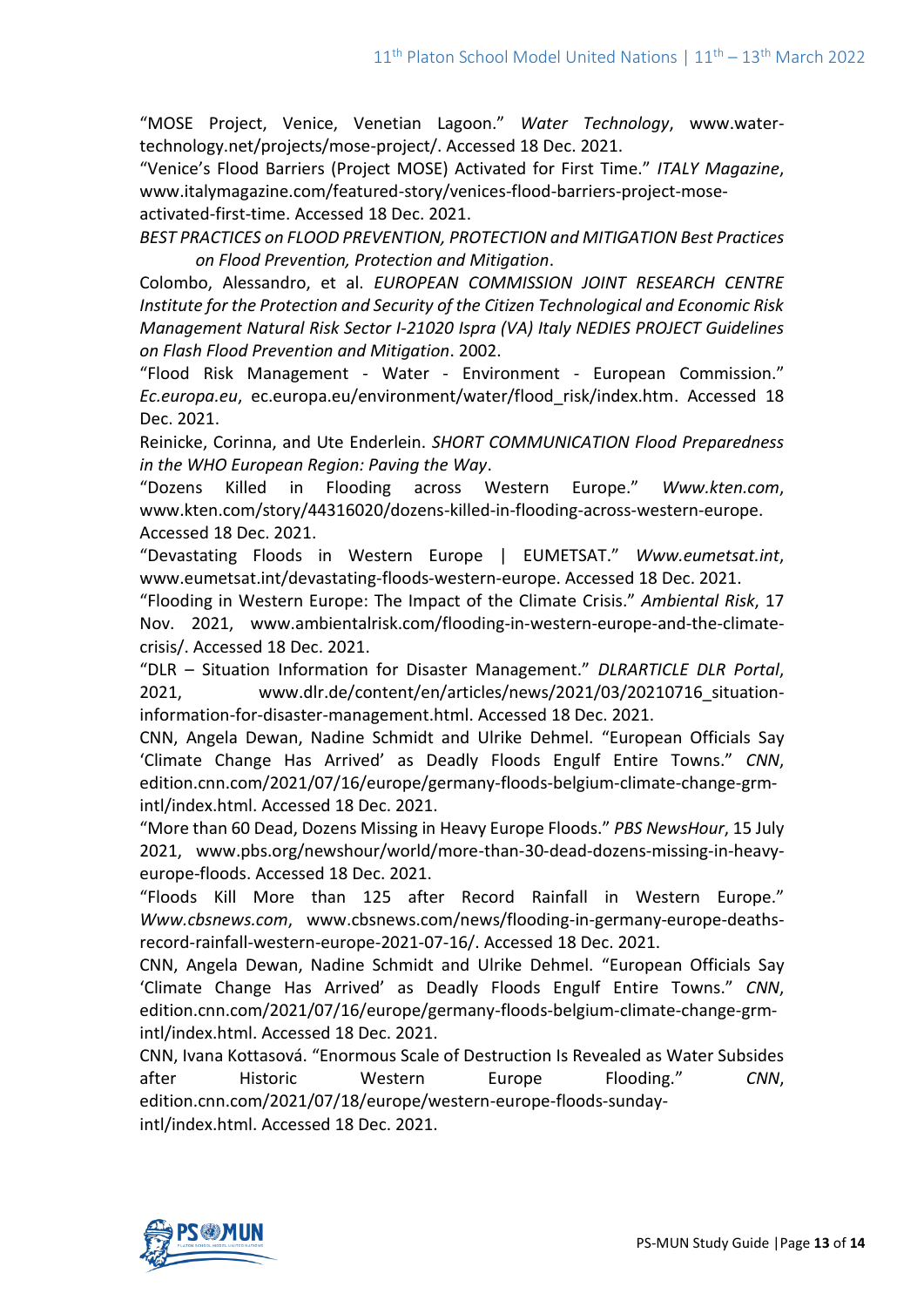"MOSE Project, Venice, Venetian Lagoon." *Water Technology*, www.water-technology.net/projects/mose-project/. Accessed 18 Dec. 2021.

"Venice's Flood Barriers (Project MOSE) Activated for First Time." *ITALY Magazine*, www.italymagazine.com/featured-story/venices-flood-barriers-project-mose-activated-first-time. Accessed 18 Dec. 2021.

*BEST PRACTICES on FLOOD PREVENTION, PROTECTION and MITIGATION Best Practices on Flood Prevention, Protection and Mitigation*.

Colombo, Alessandro, et al. *EUROPEAN COMMISSION JOINT RESEARCH CENTRE Institute for the Protection and Security of the Citizen Technological and Economic Risk Management Natural Risk Sector I-21020 Ispra (VA) Italy NEDIES PROJECT Guidelines on Flash Flood Prevention and Mitigation*. 2002.

"Flood Risk Management - Water - Environment - European Commission." *Ec.europa.eu*, ec.europa.eu/environment/water/flood_risk/index.htm. Accessed 18 Dec. 2021.

Reinicke, Corinna, and Ute Enderlein. *SHORT COMMUNICATION Flood Preparedness in the WHO European Region: Paving the Way*.

"Dozens Killed in Flooding across Western Europe." *Www.kten.com*, www.kten.com/story/44316020/dozens-killed-in-flooding-across-western-europe. Accessed 18 Dec. 2021.

"Devastating Floods in Western Europe | EUMETSAT." *Www.eumetsat.int*, www.eumetsat.int/devastating-floods-western-europe. Accessed 18 Dec. 2021.

"Flooding in Western Europe: The Impact of the Climate Crisis." *Ambiental Risk*, 17 Nov. 2021, www.ambientalrisk.com/flooding-in-western-europe-and-the-climate-crisis/. Accessed 18 Dec. 2021.

"DLR – Situation Information for Disaster Management." *DLRARTICLE DLR Portal*, 2021, www.dlr.de/content/en/articles/news/2021/03/20210716_situation-information-for-disaster-management.html. Accessed 18 Dec. 2021.

CNN, Angela Dewan, Nadine Schmidt and Ulrike Dehmel. "European Officials Say 'Climate Change Has Arrived' as Deadly Floods Engulf Entire Towns." *CNN*, edition.cnn.com/2021/07/16/europe/germany-floods-belgium-climate-change-grm-intl/index.html. Accessed 18 Dec. 2021.

"More than 60 Dead, Dozens Missing in Heavy Europe Floods." *PBS NewsHour*, 15 July 2021, www.pbs.org/newshour/world/more-than-30-dead-dozens-missing-in-heavy-europe-floods. Accessed 18 Dec. 2021.

"Floods Kill More than 125 after Record Rainfall in Western Europe." *Www.cbsnews.com*, www.cbsnews.com/news/flooding-in-germany-europe-deaths-record-rainfall-western-europe-2021-07-16/. Accessed 18 Dec. 2021.

CNN, Angela Dewan, Nadine Schmidt and Ulrike Dehmel. "European Officials Say 'Climate Change Has Arrived' as Deadly Floods Engulf Entire Towns." *CNN*, edition.cnn.com/2021/07/16/europe/germany-floods-belgium-climate-change-grm-intl/index.html. Accessed 18 Dec. 2021.

CNN, Ivana Kottasová. "Enormous Scale of Destruction Is Revealed as Water Subsides after Historic Western Europe Flooding." *CNN*, edition.cnn.com/2021/07/18/europe/western-europe-floods-sunday-intl/index.html. Accessed 18 Dec. 2021.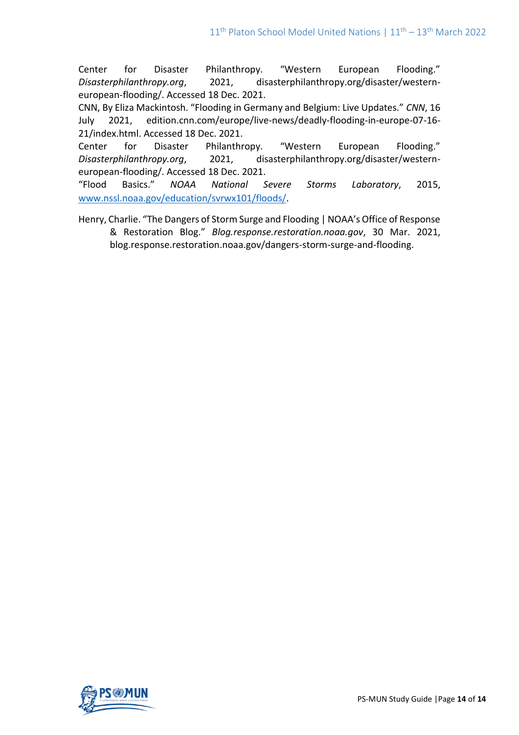Center for Disaster Philanthropy. "Western European Flooding." *Disasterphilanthropy.org*, 2021, disasterphilanthropy.org/disaster/western-european-flooding/. Accessed 18 Dec. 2021.

CNN, By Eliza Mackintosh. "Flooding in Germany and Belgium: Live Updates." *CNN*, 16 July 2021, edition.cnn.com/europe/live-news/deadly-flooding-in-europe-07-16-21/index.html. Accessed 18 Dec. 2021.

Center for Disaster Philanthropy. "Western European Flooding." *Disasterphilanthropy.org*, 2021, disasterphilanthropy.org/disaster/western-european-flooding/. Accessed 18 Dec. 2021.

"Flood Basics." *NOAA National Severe Storms Laboratory*, 2015, [www.nssl.noaa.gov/education/svrwx101/floods/](www.nssl.noaa.gov/education/svrwx101/floods/).

Henry, Charlie. "The Dangers of Storm Surge and Flooding | NOAA's Office of Response & Restoration Blog." *Blog.response.restoration.noaa.gov*, 30 Mar. 2021, blog.response.restoration.noaa.gov/dangers-storm-surge-and-flooding.